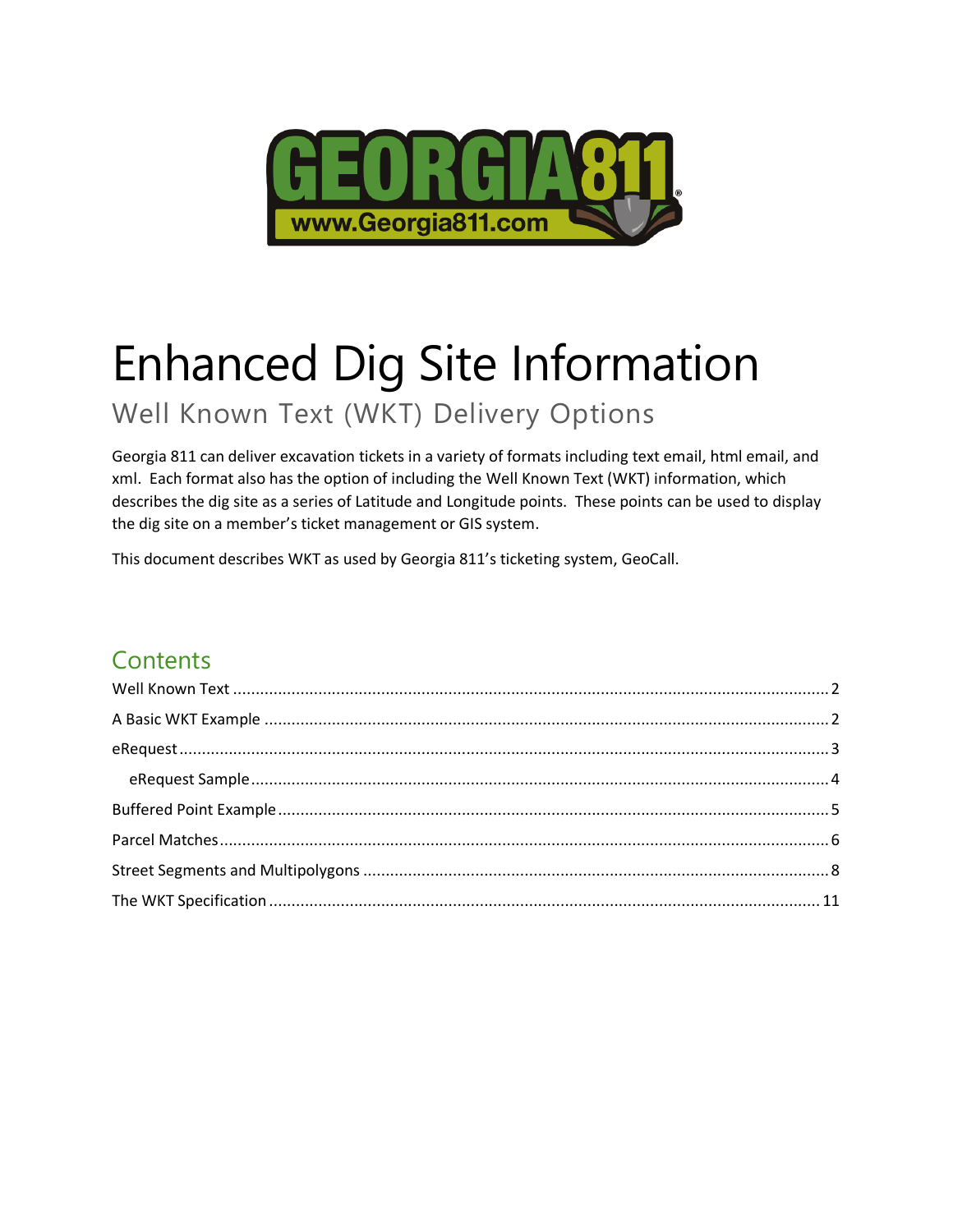# Enhanced Dig Site Information

## Well Known Text (WKT) Delivery Options

Georgia 811 can deliver excavation tickets in a variety of formats including text email, html email, and xml. Each format also has the option of including the Well Known Text (WKT) information, which describes the dig site as a series of Latitude and Longitude points. These points can be used to display the dig site on a member's ticket management or GIS system.

This document describes WKT as used by Georgia 811's ticketing system, GeoCall.

## Contents

- Well Known Text .......... 2
- A Basic WKT Example .......... 2
- eRequest .......... 3
  - eRequest Sample .......... 4
- Buffered Point Example .......... 5
- Parcel Matches .......... 6
- Street Segments and Multipolygons .......... 8
- The WKT Specification .......... 11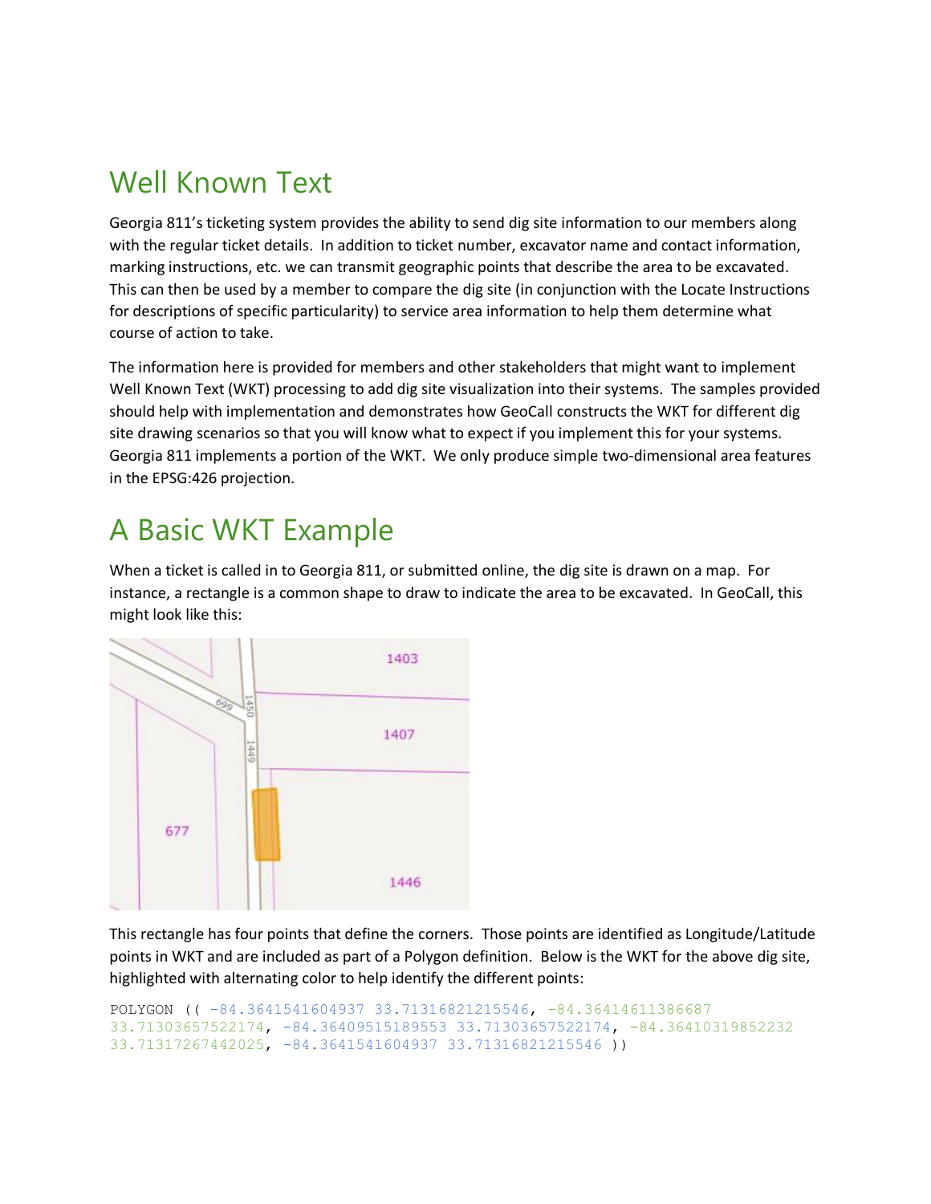# Well Known Text

Georgia 811's ticketing system provides the ability to send dig site information to our members along with the regular ticket details. In addition to ticket number, excavator name and contact information, marking instructions, etc. we can transmit geographic points that describe the area to be excavated. This can then be used by a member to compare the dig site (in conjunction with the Locate Instructions for descriptions of specific particularity) to service area information to help them determine what course of action to take.

The information here is provided for members and other stakeholders that might want to implement Well Known Text (WKT) processing to add dig site visualization into their systems. The samples provided should help with implementation and demonstrates how GeoCall constructs the WKT for different dig site drawing scenarios so that you will know what to expect if you implement this for your systems. Georgia 811 implements a portion of the WKT. We only produce simple two-dimensional area features in the EPSG:426 projection.

# A Basic WKT Example

When a ticket is called in to Georgia 811, or submitted online, the dig site is drawn on a map. For instance, a rectangle is a common shape to draw to indicate the area to be excavated. In GeoCall, this might look like this:

This rectangle has four points that define the corners. Those points are identified as Longitude/Latitude points in WKT and are included as part of a Polygon definition. Below is the WKT for the above dig site, highlighted with alternating color to help identify the different points:

```
POLYGON (( -84.3641541604937 33.71316821215546, -84.36414611386687
33.71303657522174, -84.36409515189553 33.71303657522174, -84.36410319852232
33.71317267442025, -84.3641541604937 33.71316821215546 ))
```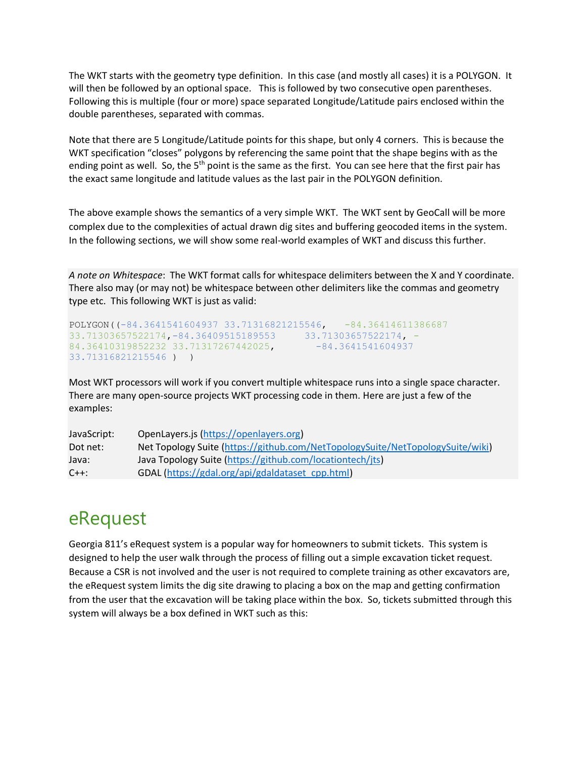The WKT starts with the geometry type definition. In this case (and mostly all cases) it is a POLYGON. It will then be followed by an optional space. This is followed by two consecutive open parentheses. Following this is multiple (four or more) space separated Longitude/Latitude pairs enclosed within the double parentheses, separated with commas.

Note that there are 5 Longitude/Latitude points for this shape, but only 4 corners. This is because the WKT specification "closes" polygons by referencing the same point that the shape begins with as the ending point as well. So, the 5th point is the same as the first. You can see here that the first pair has the exact same longitude and latitude values as the last pair in the POLYGON definition.

The above example shows the semantics of a very simple WKT. The WKT sent by GeoCall will be more complex due to the complexities of actual drawn dig sites and buffering geocoded items in the system. In the following sections, we will show some real-world examples of WKT and discuss this further.

*A note on Whitespace*: The WKT format calls for whitespace delimiters between the X and Y coordinate. There also may (or may not) be whitespace between other delimiters like the commas and geometry type etc. This following WKT is just as valid:

```
POLYGON((-84.3641541604937 33.71316821215546,   -84.36414611386687
33.71303657522174,-84.36409515189553     33.71303657522174, -
84.36410319852232 33.71317267442025,       -84.3641541604937
33.71316821215546 )  )
```

Most WKT processors will work if you convert multiple whitespace runs into a single space character. There are many open-source projects WKT processing code in them. Here are just a few of the examples:

| | |
|---|---|
| JavaScript: | OpenLayers.js (https://openlayers.org) |
| Dot net: | Net Topology Suite (https://github.com/NetTopologySuite/NetTopologySuite/wiki) |
| Java: | Java Topology Suite (https://github.com/locationtech/jts) |
| C++: | GDAL (https://gdal.org/api/gdaldataset_cpp.html) |

# eRequest

Georgia 811's eRequest system is a popular way for homeowners to submit tickets. This system is designed to help the user walk through the process of filling out a simple excavation ticket request. Because a CSR is not involved and the user is not required to complete training as other excavators are, the eRequest system limits the dig site drawing to placing a box on the map and getting confirmation from the user that the excavation will be taking place within the box. So, tickets submitted through this system will always be a box defined in WKT such as this: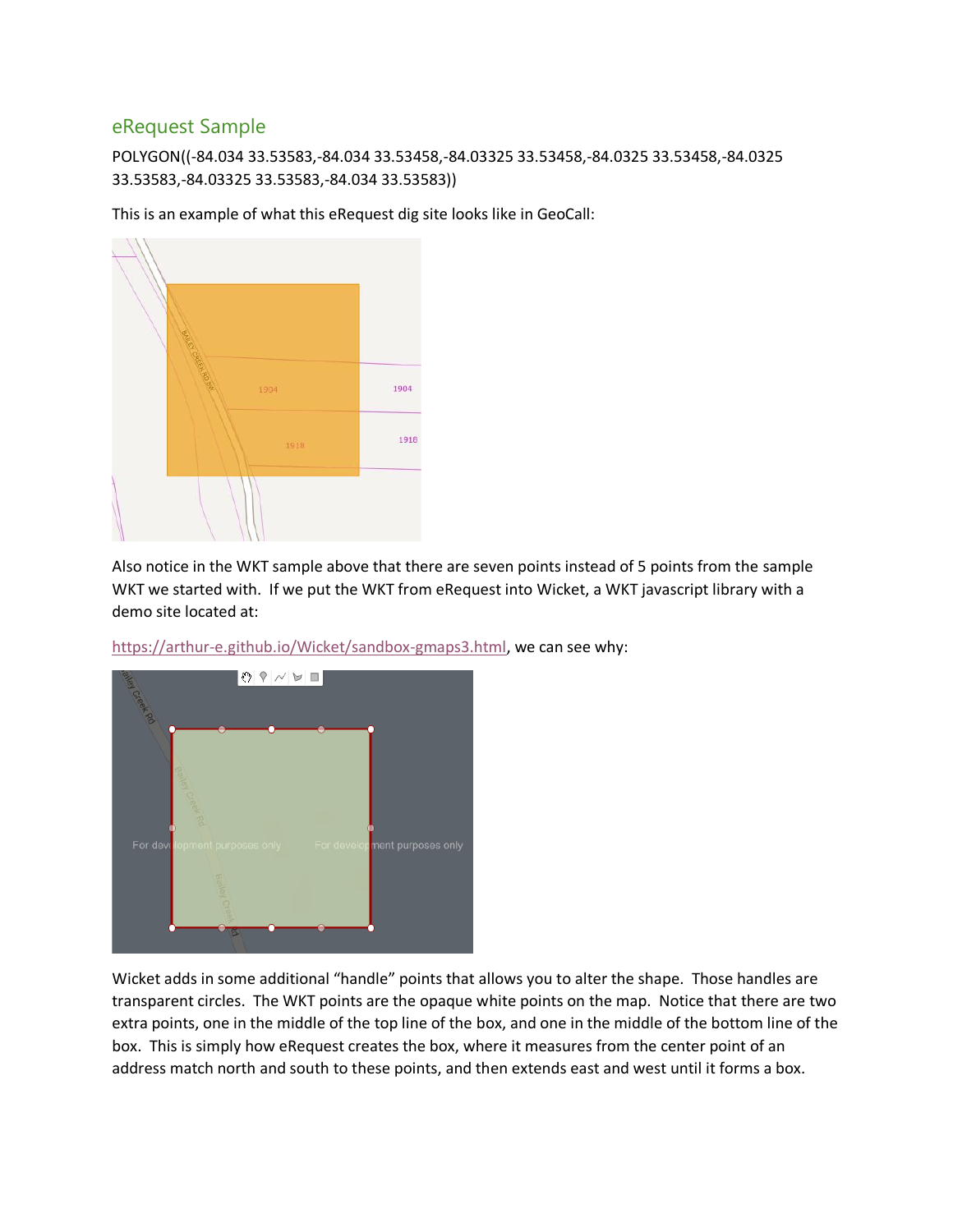## eRequest Sample

POLYGON((-84.034 33.53583,-84.034 33.53458,-84.03325 33.53458,-84.0325 33.53458,-84.0325 33.53583,-84.03325 33.53583,-84.034 33.53583))

This is an example of what this eRequest dig site looks like in GeoCall:

Also notice in the WKT sample above that there are seven points instead of 5 points from the sample WKT we started with. If we put the WKT from eRequest into Wicket, a WKT javascript library with a demo site located at:

https://arthur-e.github.io/Wicket/sandbox-gmaps3.html, we can see why:

Wicket adds in some additional "handle" points that allows you to alter the shape. Those handles are transparent circles. The WKT points are the opaque white points on the map. Notice that there are two extra points, one in the middle of the top line of the box, and one in the middle of the bottom line of the box. This is simply how eRequest creates the box, where it measures from the center point of an address match north and south to these points, and then extends east and west until it forms a box.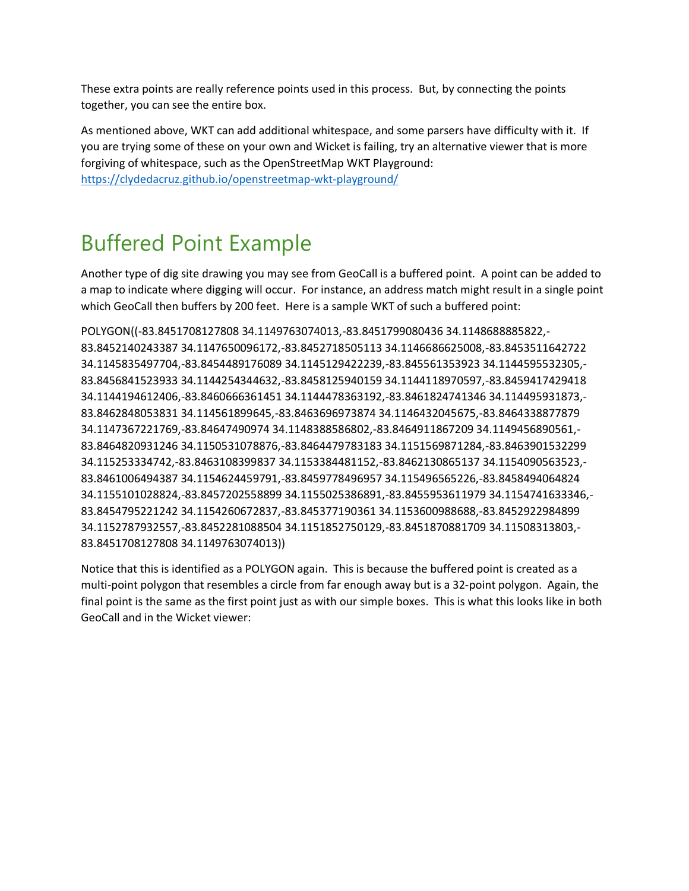These extra points are really reference points used in this process. But, by connecting the points together, you can see the entire box.

As mentioned above, WKT can add additional whitespace, and some parsers have difficulty with it. If you are trying some of these on your own and Wicket is failing, try an alternative viewer that is more forgiving of whitespace, such as the OpenStreetMap WKT Playground: https://clydedacruz.github.io/openstreetmap-wkt-playground/

# Buffered Point Example

Another type of dig site drawing you may see from GeoCall is a buffered point. A point can be added to a map to indicate where digging will occur. For instance, an address match might result in a single point which GeoCall then buffers by 200 feet. Here is a sample WKT of such a buffered point:

POLYGON((-83.8451708127808 34.1149763074013,-83.8451799080436 34.1148688885822,-83.8452140243387 34.1147650096172,-83.8452718505113 34.1146686625008,-83.8453511642722 34.1145835497704,-83.8454489176089 34.1145129422239,-83.845561353923 34.1144595532305,-83.8456841523933 34.1144254344632,-83.8458125940159 34.1144118970597,-83.8459417429418 34.1144194612406,-83.8460666361451 34.1144478363192,-83.8461824741346 34.114495931873,-83.8462848053831 34.114561899645,-83.8463696973874 34.1146432045675,-83.8464338877879 34.1147367221769,-83.84647490974 34.1148388586802,-83.8464911867209 34.1149456890561,-83.8464820931246 34.1150531078876,-83.8464479783183 34.1151569871284,-83.8463901532299 34.115253334742,-83.8463108399837 34.1153384481152,-83.8462130865137 34.1154090563523,-83.8461006494387 34.1154624459791,-83.8459778496957 34.115496565226,-83.8458494064824 34.1155101028824,-83.8457202558899 34.1155025386891,-83.8455953611979 34.1154741633346,-83.8454795221242 34.1154260672837,-83.845377190361 34.1153600988688,-83.8452922984899 34.1152787932557,-83.8452281088504 34.1151852750129,-83.8451870881709 34.11508313803,-83.8451708127808 34.1149763074013))

Notice that this is identified as a POLYGON again. This is because the buffered point is created as a multi-point polygon that resembles a circle from far enough away but is a 32-point polygon. Again, the final point is the same as the first point just as with our simple boxes. This is what this looks like in both GeoCall and in the Wicket viewer: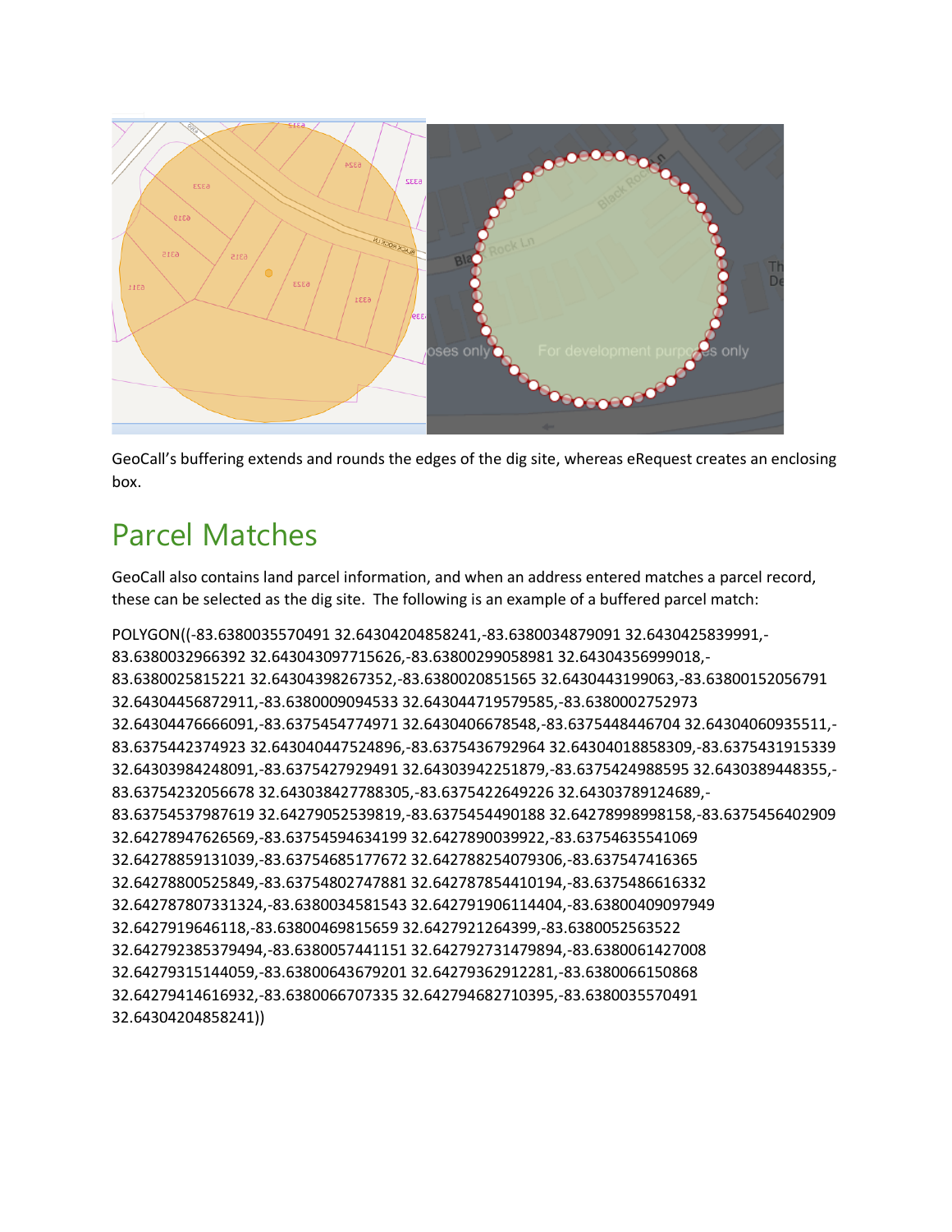GeoCall's buffering extends and rounds the edges of the dig site, whereas eRequest creates an enclosing box.

## Parcel Matches

GeoCall also contains land parcel information, and when an address entered matches a parcel record, these can be selected as the dig site. The following is an example of a buffered parcel match:

POLYGON((-83.6380035570491 32.64304204858241,-83.6380034879091 32.6430425839991,-83.6380032966392 32.643043097715626,-83.63800299058981 32.64304356999018,-83.6380025815221 32.64304398267352,-83.6380020851565 32.6430443199063,-83.63800152056791 32.64304456872911,-83.6380009094533 32.643044719579585,-83.6380002752973 32.64304476666091,-83.6375454774971 32.6430406678548,-83.6375448446704 32.64304060935511,-83.6375442374923 32.643040447524896,-83.6375436792964 32.64304018858309,-83.6375431915339 32.64303984248091,-83.6375427929491 32.64303942251879,-83.6375424988595 32.6430389448355,-83.63754232056678 32.643038427788305,-83.6375422649226 32.64303789124689,-83.63754537987619 32.64279052539819,-83.6375454490188 32.64278998998158,-83.6375456402909 32.64278947626569,-83.63754594634199 32.6427890039922,-83.63754635541069 32.64278859131039,-83.63754685177672 32.642788254079306,-83.637547416365 32.64278800525849,-83.63754802747881 32.642787854410194,-83.6375486616332 32.642787807331324,-83.6380034581543 32.642791906114404,-83.63800409097949 32.6427919646118,-83.63800469815659 32.6427921264399,-83.6380052563522 32.642792385379494,-83.6380057441151 32.642792731479894,-83.6380061427008 32.64279315144059,-83.63800643679201 32.64279362912281,-83.6380066150868 32.64279414616932,-83.6380066707335 32.642794682710395,-83.6380035570491 32.64304204858241))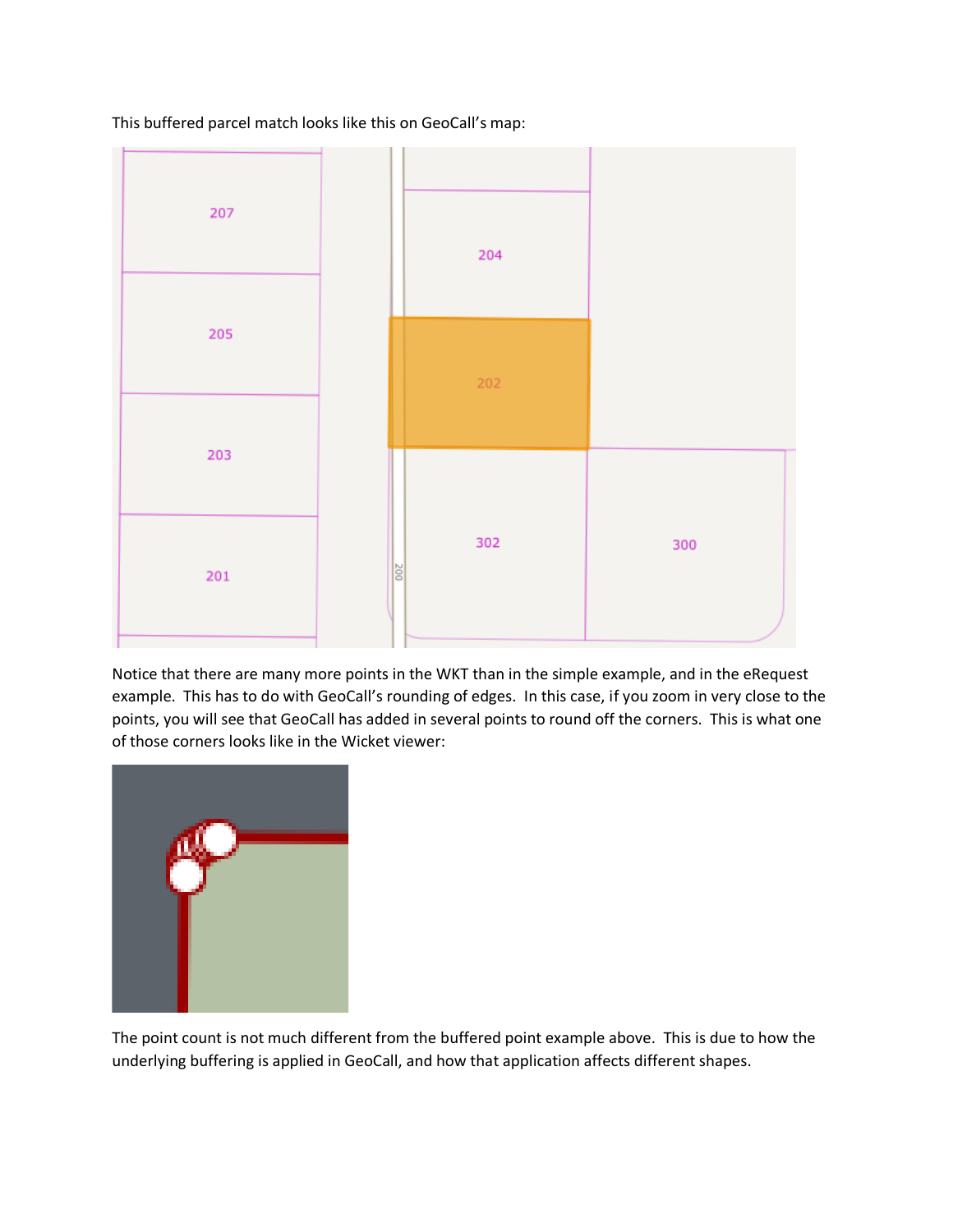This buffered parcel match looks like this on GeoCall's map:

Notice that there are many more points in the WKT than in the simple example, and in the eRequest example. This has to do with GeoCall's rounding of edges. In this case, if you zoom in very close to the points, you will see that GeoCall has added in several points to round off the corners. This is what one of those corners looks like in the Wicket viewer:

The point count is not much different from the buffered point example above. This is due to how the underlying buffering is applied in GeoCall, and how that application affects different shapes.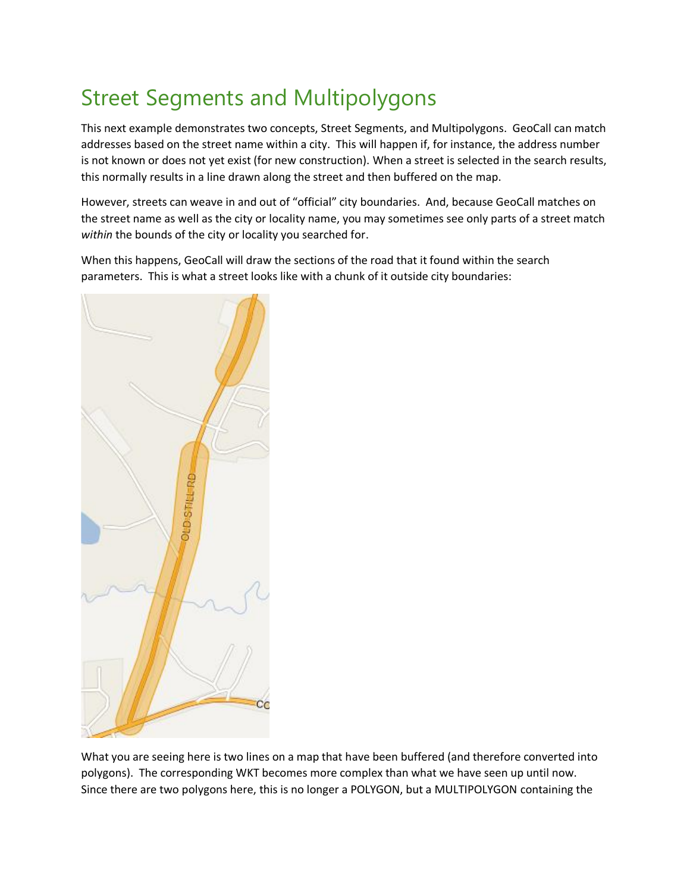# Street Segments and Multipolygons

This next example demonstrates two concepts, Street Segments, and Multipolygons. GeoCall can match addresses based on the street name within a city. This will happen if, for instance, the address number is not known or does not yet exist (for new construction). When a street is selected in the search results, this normally results in a line drawn along the street and then buffered on the map.

However, streets can weave in and out of "official" city boundaries. And, because GeoCall matches on the street name as well as the city or locality name, you may sometimes see only parts of a street match *within* the bounds of the city or locality you searched for.

When this happens, GeoCall will draw the sections of the road that it found within the search parameters. This is what a street looks like with a chunk of it outside city boundaries:

What you are seeing here is two lines on a map that have been buffered (and therefore converted into polygons). The corresponding WKT becomes more complex than what we have seen up until now. Since there are two polygons here, this is no longer a POLYGON, but a MULTIPOLYGON containing the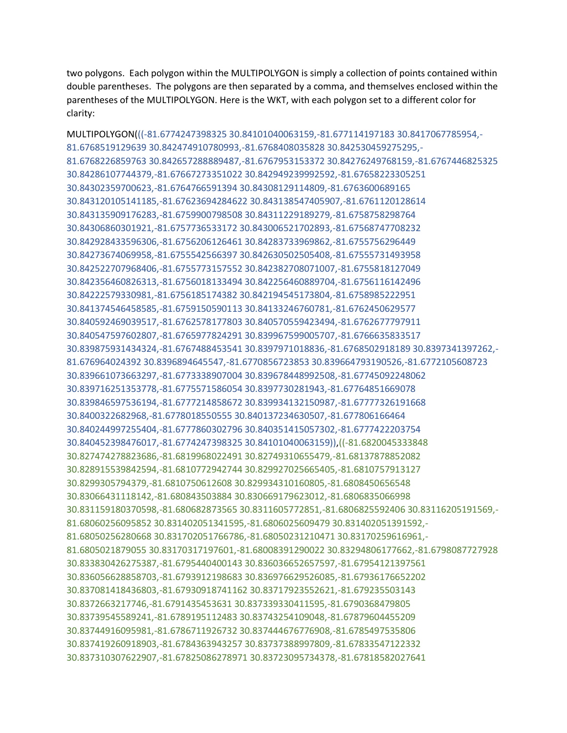two polygons. Each polygon within the MULTIPOLYGON is simply a collection of points contained within double parentheses. The polygons are then separated by a comma, and themselves enclosed within the parentheses of the MULTIPOLYGON. Here is the WKT, with each polygon set to a different color for clarity:

MULTIPOLYGON(((-81.6774247398325 30.84101040063159,-81.677114197183 30.8417067785954,-81.6768519129639 30.842474910780993,-81.6768408035828 30.842530459275295,-81.6768226859763 30.842657288889487,-81.6767953153372 30.84276249768159,-81.6767446825325 30.84286107744379,-81.67667273351022 30.842949239992592,-81.67658223305251 30.84302359700623,-81.6764766591394 30.84308129114809,-81.6763600689165 30.843120105141185,-81.67623694284622 30.843138547405907,-81.6761120128614 30.843135909176283,-81.6759900798508 30.84311229189279,-81.6758758298764 30.84306860301921,-81.6757736533172 30.843006521702893,-81.67568747708232 30.842928433596306,-81.6756206126461 30.84283733969862,-81.6755756296449 30.84273674069958,-81.6755542566397 30.842630502505408,-81.67555731493958 30.842522707968406,-81.6755773157552 30.842382708071007,-81.6755818127049 30.842356460826313,-81.6756018133494 30.842256460889704,-81.6756116142496 30.84222579330981,-81.6756185174382 30.842194545173804,-81.6758985222951 30.841374546458585,-81.6759150590113 30.84133246760781,-81.6762450629577 30.840592469039517,-81.6762578177803 30.840570559423494,-81.6762677797911 30.840547597602807,-81.6765977824291 30.839967599005707,-81.6766635833517 30.839875931434324,-81.6767488453541 30.8397971018836,-81.6768502918189 30.8397341397262,-81.676964024392 30.8396894645547,-81.6770856723853 30.839664793190526,-81.6772105608723 30.839661073663297,-81.6773338907004 30.839678448992508,-81.67745092248062 30.839716251353778,-81.6775571586054 30.8397730281943,-81.67764851669078 30.839846597536194,-81.6777214858672 30.839934132150987,-81.67777326191668 30.8400322682968,-81.6778018550555 30.840137234630507,-81.677806166464 30.840244997255404,-81.6777860302796 30.840351415057302,-81.6777422203754 30.840452398476017,-81.6774247398325 30.84101040063159)),((-81.6820045333848 30.827474278823686,-81.6819968022491 30.82749310655479,-81.68137878852082 30.828915539842594,-81.6810772942744 30.829927025665405,-81.6810757913127 30.8299305794379,-81.6810750612608 30.829934310160805,-81.6808450656548 30.83066431118142,-81.680843503884 30.830669179623012,-81.6806835066998 30.831159180370598,-81.680682873565 30.8311605772851,-81.6806825592406 30.83116205191569,-81.68060256095852 30.831402051341595,-81.6806025609479 30.831402051391592,-81.68050256280668 30.831702051766786,-81.68050231210471 30.83170259616961,-81.6805021879055 30.83170317197601,-81.68008391290022 30.83294806177662,-81.6798087727928 30.833830426275387,-81.6795440400143 30.836036652657597,-81.67954121397561 30.836056628858703,-81.6793912198683 30.836976629526085,-81.67936176652202 30.837081418436803,-81.67930918741162 30.83717923552621,-81.679235503143 30.8372663217746,-81.6791435453631 30.837339330411595,-81.6790368479805 30.83739545589241,-81.6789195112483 30.83743254109048,-81.67879604455209 30.83744916095981,-81.6786711926732 30.837444676776908,-81.6785497535806 30.837419260918903,-81.6784363943257 30.83737388997809,-81.67833547122332 30.837310307622907,-81.67825086278971 30.83723095734378,-81.67818582027641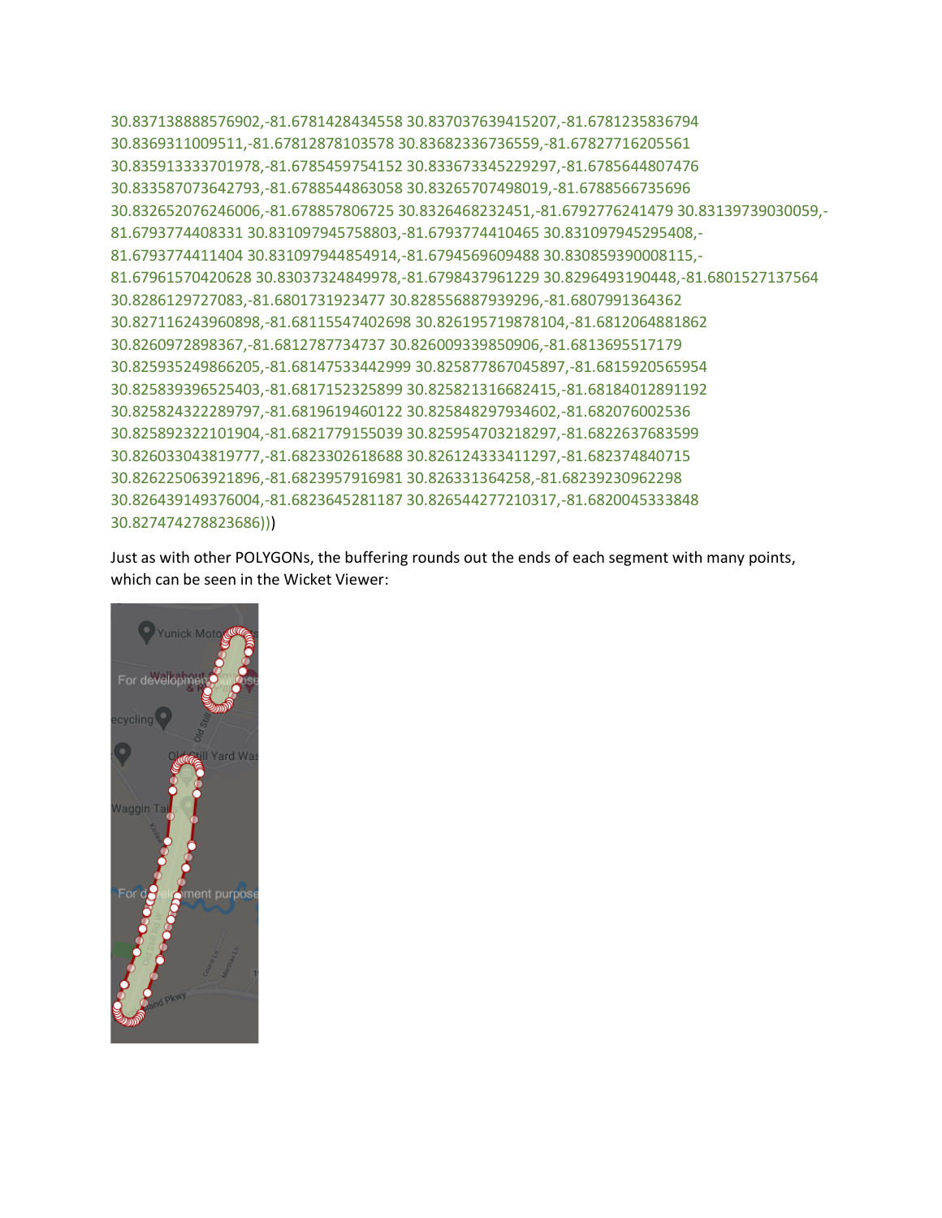30.837138888576902,-81.6781428434558 30.837037639415207,-81.6781235836794
30.8369311009511,-81.67812878103578 30.83682336736559,-81.67827716205561
30.835913333701978,-81.6785459754152 30.833673345229297,-81.6785644807476
30.833587073642793,-81.6788544863058 30.83265707498019,-81.6788566735696
30.832652076246006,-81.678857806725 30.8326468232451,-81.6792776241479 30.83139739030059,-81.6793774408331 30.831097945758803,-81.6793774410465 30.831097945295408,-81.6793774411404 30.831097944854914,-81.6794569609488 30.830859390008115,-81.67961570420628 30.83037324849978,-81.6798437961229 30.8296493190448,-81.6801527137564
30.8286129727083,-81.6801731923477 30.828556887939296,-81.6807991364362
30.827116243960898,-81.68115547402698 30.826195719878104,-81.6812064881862
30.8260972898367,-81.6812787734737 30.826009339850906,-81.6813695517179
30.825935249866205,-81.68147533442999 30.825877867045897,-81.6815920565954
30.825839396525403,-81.6817152325899 30.825821316682415,-81.68184012891192
30.825824322289797,-81.6819619460122 30.825848297934602,-81.682076002536
30.825892322101904,-81.6821779155039 30.825954703218297,-81.6822637683599
30.826033043819777,-81.6823302618688 30.826124333411297,-81.682374840715
30.826225063921896,-81.6823957916981 30.826331364258,-81.68239230962298
30.826439149376004,-81.6823645281187 30.826544277210317,-81.6820045333848
30.827474278823686)))

Just as with other POLYGONs, the buffering rounds out the ends of each segment with many points, which can be seen in the Wicket Viewer: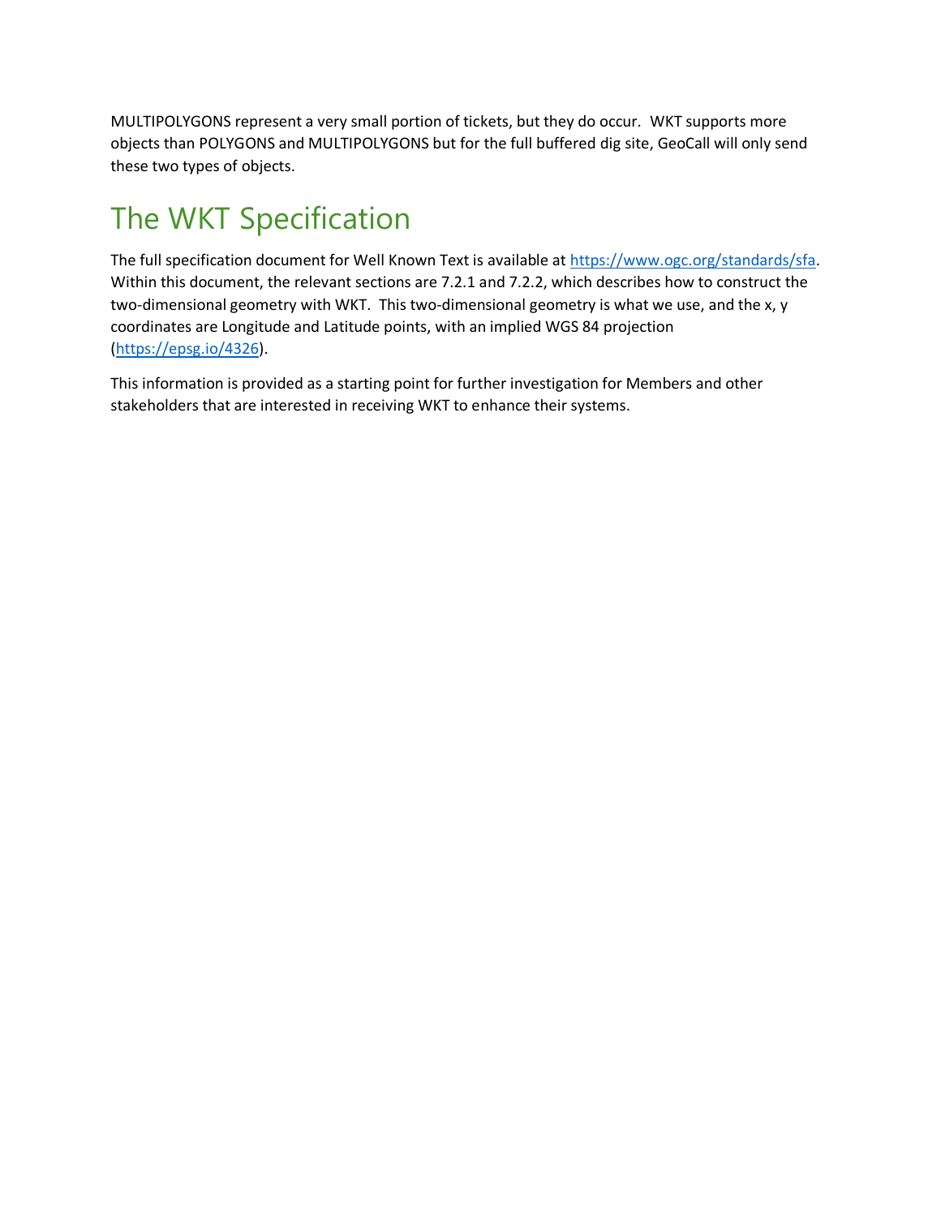MULTIPOLYGONS represent a very small portion of tickets, but they do occur. WKT supports more objects than POLYGONS and MULTIPOLYGONS but for the full buffered dig site, GeoCall will only send these two types of objects.

# The WKT Specification

The full specification document for Well Known Text is available at https://www.ogc.org/standards/sfa. Within this document, the relevant sections are 7.2.1 and 7.2.2, which describes how to construct the two-dimensional geometry with WKT. This two-dimensional geometry is what we use, and the x, y coordinates are Longitude and Latitude points, with an implied WGS 84 projection (https://epsg.io/4326).

This information is provided as a starting point for further investigation for Members and other stakeholders that are interested in receiving WKT to enhance their systems.